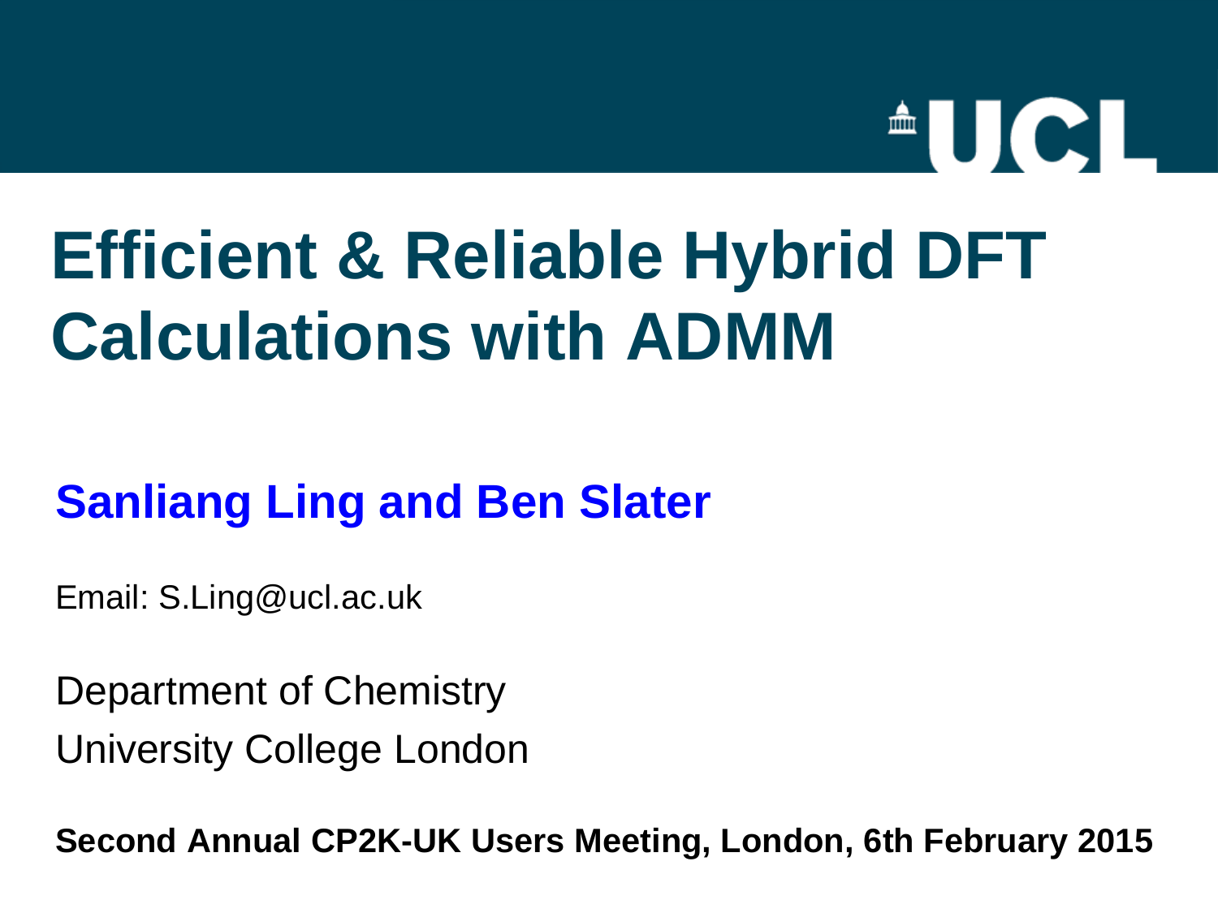# Efficient & Reliable Hybrid DFT Calculations with ADMM

**Sanliang Ling and Ben Slater**

Email: S.Ling@ucl.ac.uk

Department of Chemistry
University College London

**Second Annual CP2K-UK Users Meeting, London, 6th February 2015**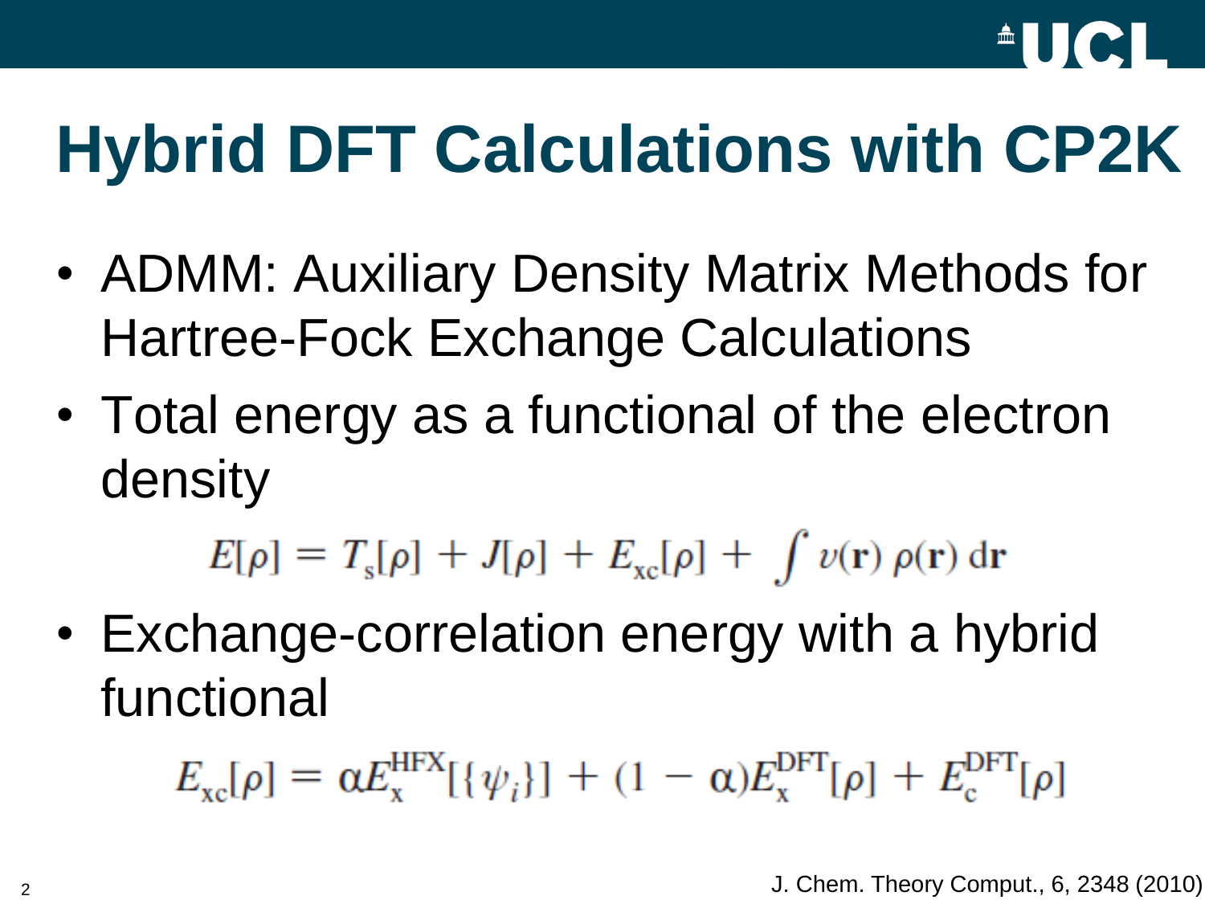# Hybrid DFT Calculations with CP2K

- ADMM: Auxiliary Density Matrix Methods for Hartree-Fock Exchange Calculations
- Total energy as a functional of the electron density

$$E[\rho] = T_s[\rho] + J[\rho] + E_{xc}[\rho] + \int v(\mathbf{r})\, \rho(\mathbf{r})\, d\mathbf{r}$$

- Exchange-correlation energy with a hybrid functional

$$E_{xc}[\rho] = \alpha E_x^{\mathrm{HFX}}[\{\psi_i\}] + (1 - \alpha) E_x^{\mathrm{DFT}}[\rho] + E_c^{\mathrm{DFT}}[\rho]$$

J. Chem. Theory Comput., 6, 2348 (2010)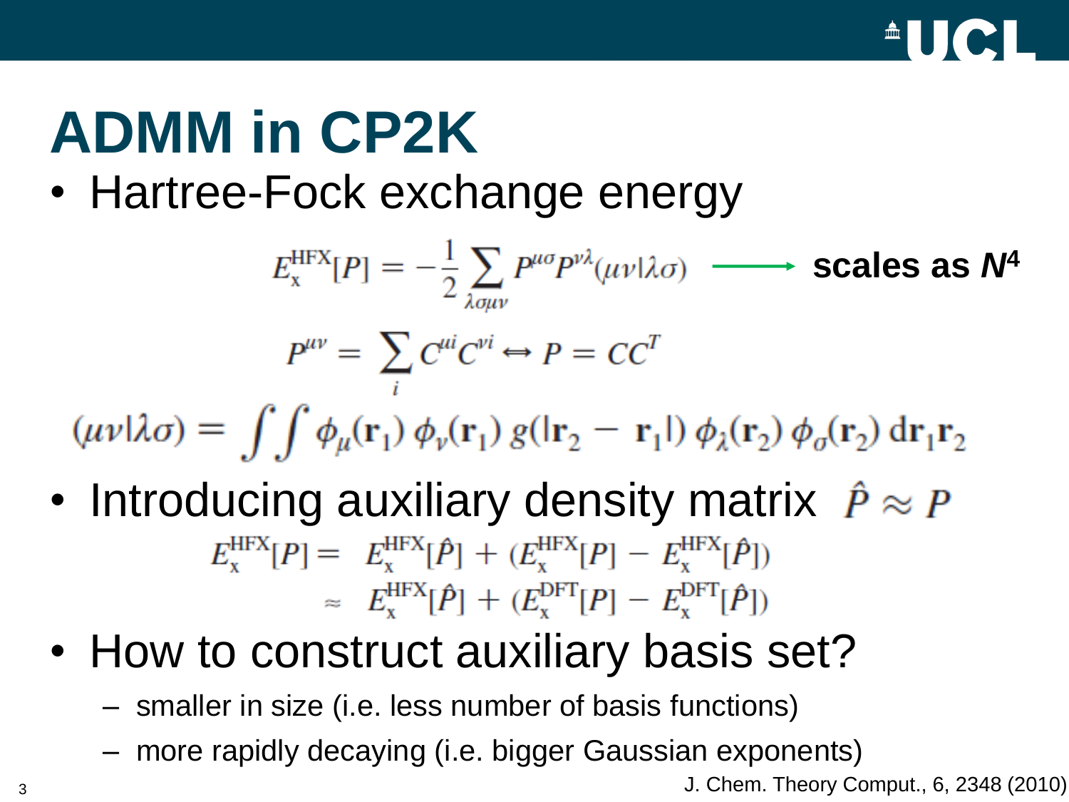# ADMM in CP2K

- Hartree-Fock exchange energy

$$E_{\mathrm{x}}^{\mathrm{HFX}}[P] = -\frac{1}{2}\sum_{\lambda\sigma\mu\nu} P^{\mu\sigma}P^{\nu\lambda}(\mu\nu|\lambda\sigma) \longrightarrow \textbf{scales as } \boldsymbol{N^4}$$

$$P^{\mu\nu} = \sum_i C^{\mu i}C^{\nu i} \leftrightarrow P = CC^T$$

$$(\mu\nu|\lambda\sigma) = \int\int \phi_\mu(\mathbf{r}_1)\,\phi_\nu(\mathbf{r}_1)\,g(|\mathbf{r}_2 - \mathbf{r}_1|)\,\phi_\lambda(\mathbf{r}_2)\,\phi_\sigma(\mathbf{r}_2)\,\mathrm{d}\mathbf{r}_1\mathbf{r}_2$$

- Introducing auxiliary density matrix $\hat{P} \approx P$

$$\begin{aligned} E_{\mathrm{x}}^{\mathrm{HFX}}[P] = &\ E_{\mathrm{x}}^{\mathrm{HFX}}[\hat{P}] + (E_{\mathrm{x}}^{\mathrm{HFX}}[P] - E_{\mathrm{x}}^{\mathrm{HFX}}[\hat{P}]) \\ \approx &\ E_{\mathrm{x}}^{\mathrm{HFX}}[\hat{P}] + (E_{\mathrm{x}}^{\mathrm{DFT}}[P] - E_{\mathrm{x}}^{\mathrm{DFT}}[\hat{P}]) \end{aligned}$$

- How to construct auxiliary basis set?
  - smaller in size (i.e. less number of basis functions)
  - more rapidly decaying (i.e. bigger Gaussian exponents)

J. Chem. Theory Comput., 6, 2348 (2010)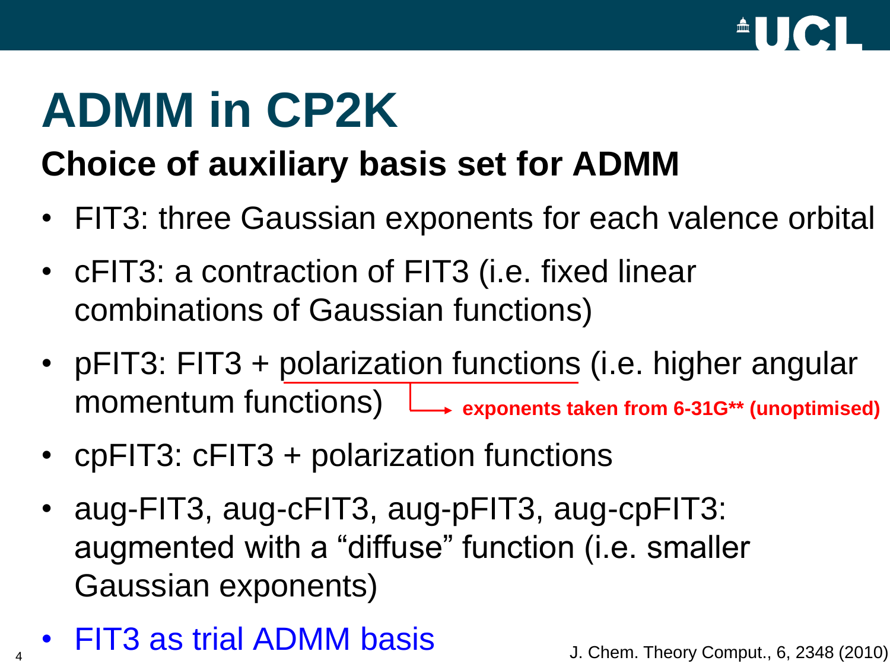# ADMM in CP2K

## Choice of auxiliary basis set for ADMM

- FIT3: three Gaussian exponents for each valence orbital
- cFIT3: a contraction of FIT3 (i.e. fixed linear combinations of Gaussian functions)
- pFIT3: FIT3 + polarization functions (i.e. higher angular momentum functions) → **exponents taken from 6-31G** (unoptimised)**
- cpFIT3: cFIT3 + polarization functions
- aug-FIT3, aug-cFIT3, aug-pFIT3, aug-cpFIT3: augmented with a "diffuse" function (i.e. smaller Gaussian exponents)
- FIT3 as trial ADMM basis

J. Chem. Theory Comput., 6, 2348 (2010)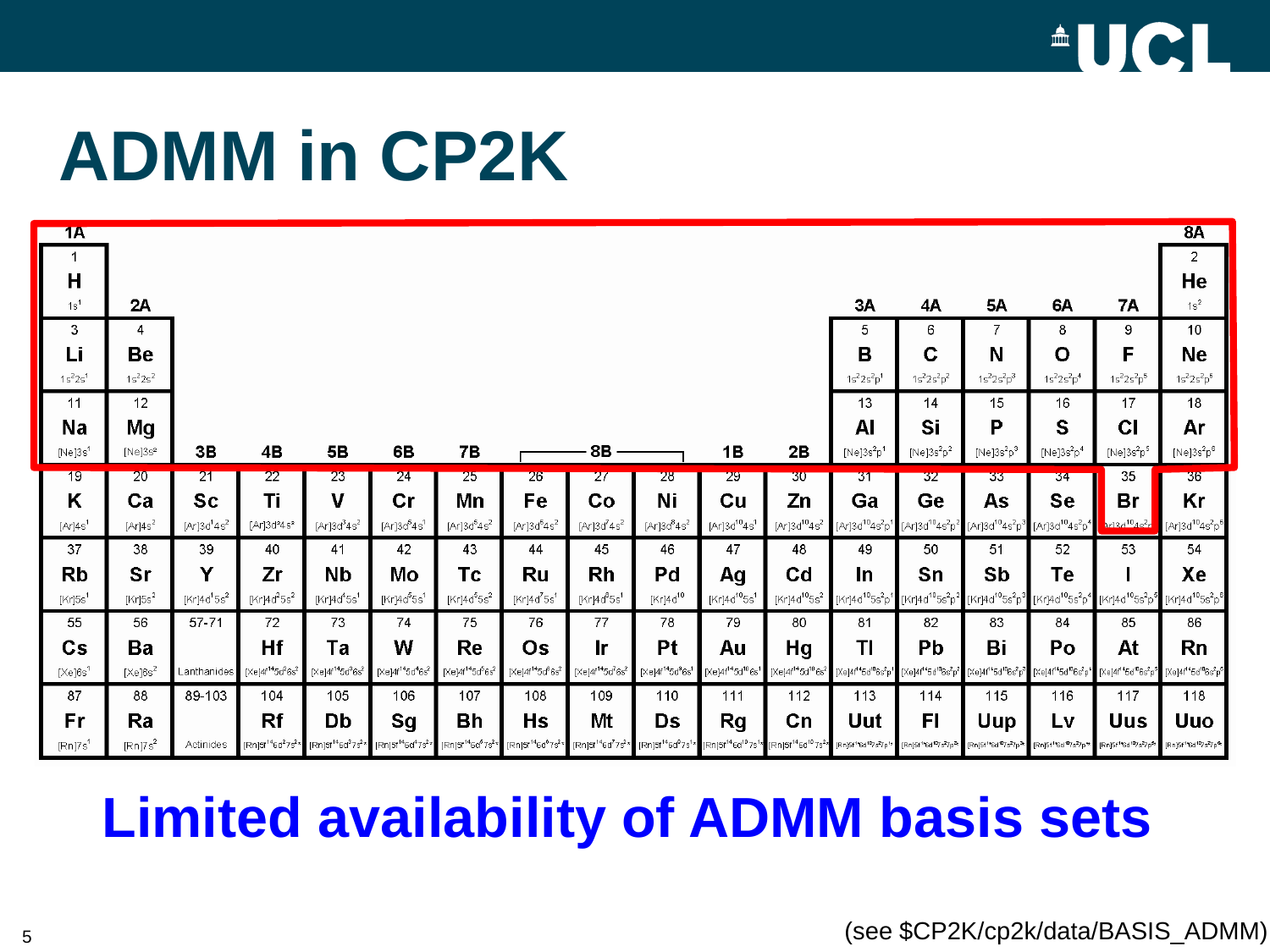# ADMM in CP2K

| 1A | | | | | | | | | | | | | | | | | 8A |
|---|---|---|---|---|---|---|---|---|---|---|---|---|---|---|---|---|---|
| 1 H $1s^1$ | 2A | | | | | | | | | | | 3A | 4A | 5A | 6A | 7A | 2 He $1s^2$ |
| 3 Li $1s^22s^1$ | 4 Be $1s^22s^2$ | | | | | | | | | | | 5 B $1s^22s^2p^1$ | 6 C $1s^22s^2p^2$ | 7 N $1s^22s^2p^3$ | 8 O $1s^22s^2p^4$ | 9 F $1s^22s^2p^5$ | 10 Ne $1s^22s^2p^6$ |
| 11 Na [Ne]$3s^1$ | 12 Mg [Ne]$3s^2$ | 3B | 4B | 5B | 6B | 7B | 8B | 8B | 8B | 1B | 2B | 13 Al [Ne]$3s^2p^1$ | 14 Si [Ne]$3s^2p^2$ | 15 P [Ne]$3s^2p^3$ | 16 S [Ne]$3s^2p^4$ | 17 Cl [Ne]$3s^2p^5$ | 18 Ar [Ne]$3s^2p^6$ |
| 19 K [Ar]$4s^1$ | 20 Ca [Ar]$4s^2$ | 21 Sc [Ar]$3d^14s^2$ | 22 Ti [Ar]$3d^24s^2$ | 23 V [Ar]$3d^34s^2$ | 24 Cr [Ar]$3d^54s^1$ | 25 Mn [Ar]$3d^54s^2$ | 26 Fe [Ar]$3d^64s^2$ | 27 Co [Ar]$3d^74s^2$ | 28 Ni [Ar]$3d^84s^2$ | 29 Cu [Ar]$3d^{10}4s^1$ | 30 Zn [Ar]$3d^{10}4s^2$ | 31 Ga [Ar]$3d^{10}4s^2p^1$ | 32 Ge [Ar]$3d^{10}4s^2p^2$ | 33 As [Ar]$3d^{10}4s^2p^3$ | 34 Se [Ar]$3d^{10}4s^2p^4$ | 35 Br [Ar]$3d^{10}4s^2p^5$ | 36 Kr [Ar]$3d^{10}4s^2p^6$ |
| 37 Rb [Kr]$5s^1$ | 38 Sr [Kr]$5s^2$ | 39 Y [Kr]$4d^15s^2$ | 40 Zr [Kr]$4d^25s^2$ | 41 Nb [Kr]$4d^45s^1$ | 42 Mo [Kr]$4d^55s^1$ | 43 Tc [Kr]$4d^55s^2$ | 44 Ru [Kr]$4d^75s^1$ | 45 Rh [Kr]$4d^85s^1$ | 46 Pd [Kr]$4d^{10}$ | 47 Ag [Kr]$4d^{10}5s^1$ | 48 Cd [Kr]$4d^{10}5s^2$ | 49 In [Kr]$4d^{10}5s^2p^1$ | 50 Sn [Kr]$4d^{10}5s^2p^2$ | 51 Sb [Kr]$4d^{10}5s^2p^3$ | 52 Te [Kr]$4d^{10}5s^2p^4$ | 53 I [Kr]$4d^{10}5s^2p^5$ | 54 Xe [Kr]$4d^{10}5s^2p^6$ |
| 55 Cs [Xe]$6s^1$ | 56 Ba [Xe]$6s^2$ | 57-71 Lanthanides | 72 Hf [Xe]$4f^{14}5d^26s^2$ | 73 Ta [Xe]$4f^{14}5d^36s^2$ | 74 W [Xe]$4f^{14}5d^46s^2$ | 75 Re [Xe]$4f^{14}5d^56s^2$ | 76 Os [Xe]$4f^{14}5d^66s^2$ | 77 Ir [Xe]$4f^{14}5d^76s^2$ | 78 Pt [Xe]$4f^{14}5d^96s^1$ | 79 Au [Xe]$4f^{14}5d^{10}6s^1$ | 80 Hg [Xe]$4f^{14}5d^{10}6s^2$ | 81 Tl [Xe]$4f^{14}5d^{10}6s^2p^1$ | 82 Pb [Xe]$4f^{14}5d^{10}6s^2p^2$ | 83 Bi [Xe]$4f^{14}5d^{10}6s^2p^3$ | 84 Po [Xe]$4f^{14}5d^{10}6s^2p^4$ | 85 At [Xe]$4f^{14}5d^{10}6s^2p^5$ | 86 Rn [Xe]$4f^{14}5d^{10}6s^2p^6$ |
| 87 Fr [Rn]$7s^1$ | 88 Ra [Rn]$7s^2$ | 89-103 Actinides | 104 Rf | 105 Db | 106 Sg | 107 Bh | 108 Hs | 109 Mt | 110 Ds | 111 Rg | 112 Cn | 113 Uut | 114 Fl | 115 Uup | 116 Lv | 117 Uus | 118 Uuo |

**Limited availability of ADMM basis sets**

(see $CP2K/cp2k/data/BASIS_ADMM)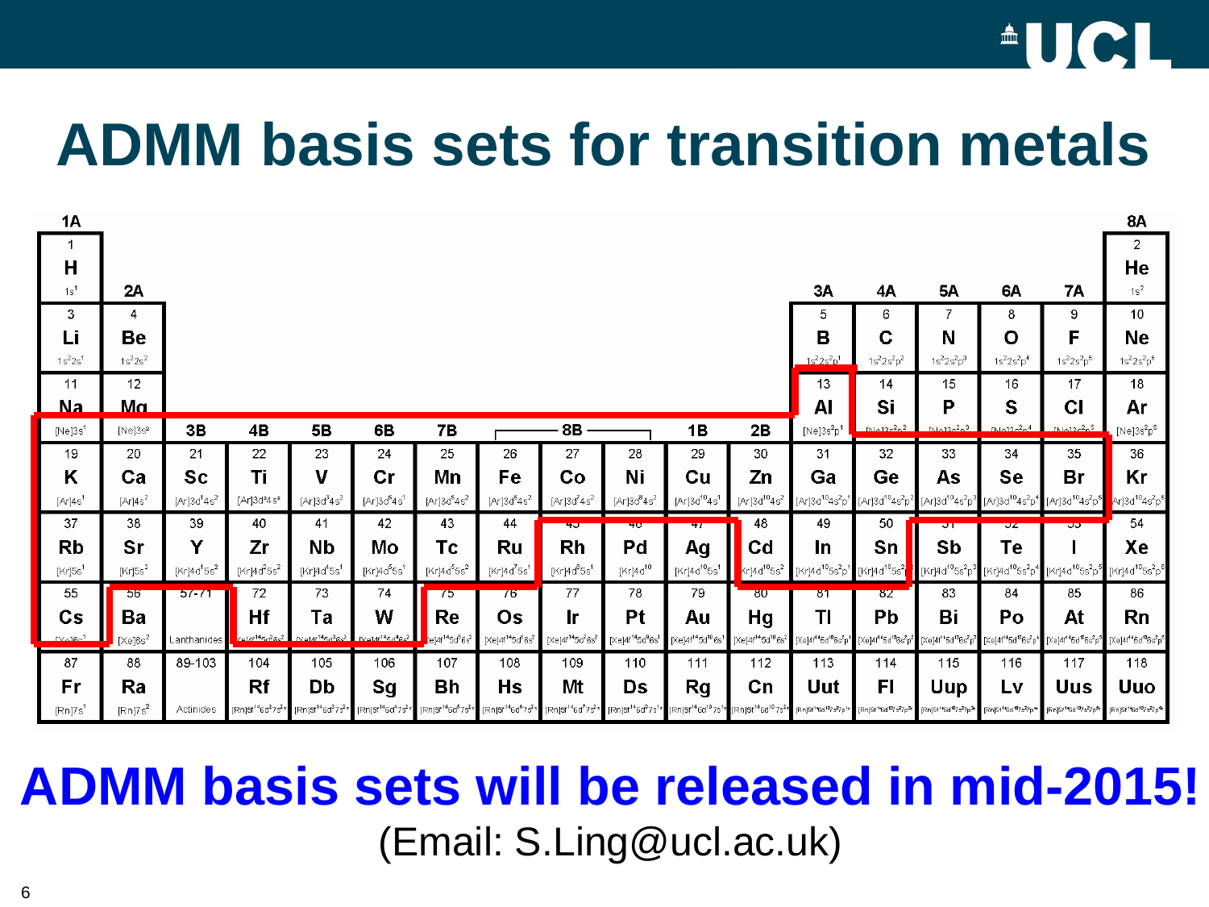# ADMM basis sets for transition metals

| 1A | | | | | | | | | | | | | | | | | 8A |
|---|---|---|---|---|---|---|---|---|---|---|---|---|---|---|---|---|---|
| 1 H $1s^1$ | 2A | | | | | | | | | | | 3A | 4A | 5A | 6A | 7A | 2 He $1s^2$ |
| 3 Li $1s^22s^1$ | 4 Be $1s^22s^2$ | | | | | | | | | | | 5 B $1s^22s^2p^1$ | 6 C $1s^22s^2p^2$ | 7 N $1s^22s^2p^3$ | 8 O $1s^22s^2p^4$ | 9 F $1s^22s^2p^5$ | 10 Ne $1s^22s^2p^6$ |
| 11 Na [Ne]$3s^1$ | 12 Mg [Ne]$3s^2$ | 3B | 4B | 5B | 6B | 7B | 8B | 8B | 8B | 1B | 2B | 13 Al [Ne]$3s^2p^1$ | 14 Si [Ne]$3s^2p^2$ | 15 P [Ne]$3s^2p^3$ | 16 S [Ne]$3s^2p^4$ | 17 Cl [Ne]$3s^2p^5$ | 18 Ar [Ne]$3s^2p^6$ |
| 19 K [Ar]$4s^1$ | 20 Ca [Ar]$4s^2$ | 21 Sc [Ar]$3d^14s^2$ | 22 Ti [Ar]$3d^24s^2$ | 23 V [Ar]$3d^34s^2$ | 24 Cr [Ar]$3d^54s^1$ | 25 Mn [Ar]$3d^54s^2$ | 26 Fe [Ar]$3d^64s^2$ | 27 Co [Ar]$3d^74s^2$ | 28 Ni [Ar]$3d^84s^2$ | 29 Cu [Ar]$3d^{10}4s^1$ | 30 Zn [Ar]$3d^{10}4s^2$ | 31 Ga [Ar]$3d^{10}4s^2p^1$ | 32 Ge [Ar]$3d^{10}4s^2p^2$ | 33 As [Ar]$3d^{10}4s^2p^3$ | 34 Se [Ar]$3d^{10}4s^2p^4$ | 35 Br [Ar]$3d^{10}4s^2p^5$ | 36 Kr [Ar]$3d^{10}4s^2p^6$ |
| 37 Rb [Kr]$5s^1$ | 38 Sr [Kr]$5s^2$ | 39 Y [Kr]$4d^15s^2$ | 40 Zr [Kr]$4d^25s^2$ | 41 Nb [Kr]$4d^45s^1$ | 42 Mo [Kr]$4d^55s^1$ | 43 Tc [Kr]$4d^55s^2$ | 44 Ru [Kr]$4d^75s^1$ | 45 Rh [Kr]$4d^85s^1$ | 46 Pd [Kr]$4d^{10}$ | 47 Ag [Kr]$4d^{10}5s^1$ | 48 Cd [Kr]$4d^{10}5s^2$ | 49 In [Kr]$4d^{10}5s^2p^1$ | 50 Sn [Kr]$4d^{10}5s^2p^2$ | 51 Sb [Kr]$4d^{10}5s^2p^3$ | 52 Te [Kr]$4d^{10}5s^2p^4$ | 53 I [Kr]$4d^{10}5s^2p^5$ | 54 Xe [Kr]$4d^{10}5s^2p^6$ |
| 55 Cs [Xe]$6s^1$ | 56 Ba [Xe]$6s^2$ | 57-71 Lanthanides | 72 Hf [Xe]$4f^{14}5d^26s^2$ | 73 Ta [Xe]$4f^{14}5d^36s^2$ | 74 W [Xe]$4f^{14}5d^46s^2$ | 75 Re [Xe]$4f^{14}5d^56s^2$ | 76 Os [Xe]$4f^{14}5d^66s^2$ | 77 Ir [Xe]$4f^{14}5d^76s^2$ | 78 Pt [Xe]$4f^{14}5d^96s^1$ | 79 Au [Xe]$4f^{14}5d^{10}6s^1$ | 80 Hg [Xe]$4f^{14}5d^{10}6s^2$ | 81 Tl [Xe]$4f^{14}5d^{10}6s^2p^1$ | 82 Pb [Xe]$4f^{14}5d^{10}6s^2p^2$ | 83 Bi [Xe]$4f^{14}5d^{10}6s^2p^3$ | 84 Po [Xe]$4f^{14}5d^{10}6s^2p^4$ | 85 At [Xe]$4f^{14}5d^{10}6s^2p^5$ | 86 Rn [Xe]$4f^{14}5d^{10}6s^2p^6$ |
| 87 Fr [Rn]$7s^1$ | 88 Ra [Rn]$7s^2$ | 89-103 Actinides | 104 Rf | 105 Db | 106 Sg | 107 Bh | 108 Hs | 109 Mt | 110 Ds | 111 Rg | 112 Cn | 113 Uut | 114 Fl | 115 Uup | 116 Lv | 117 Uus | 118 Uuo |

**ADMM basis sets will be released in mid-2015!**

(Email: S.Ling@ucl.ac.uk)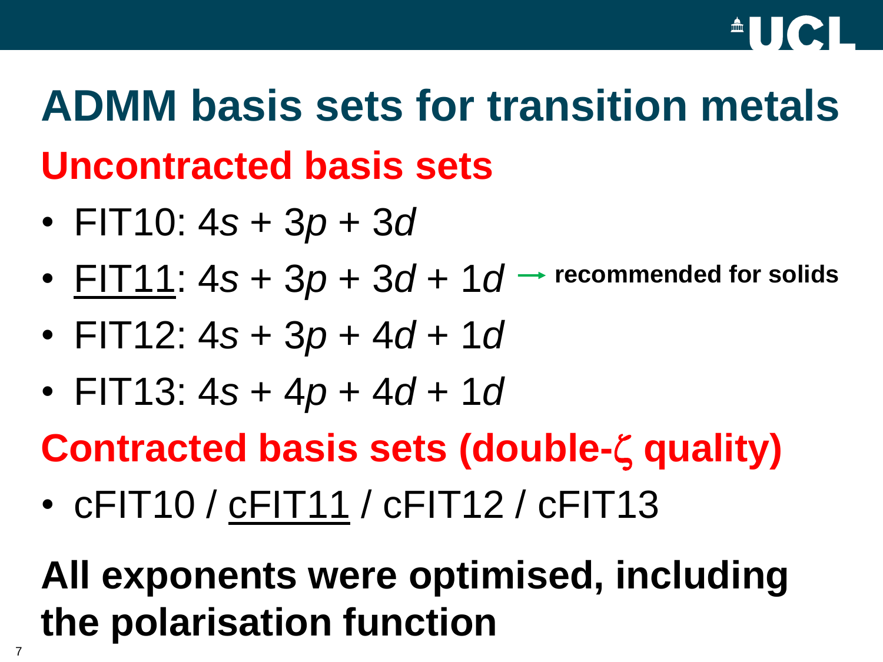# ADMM basis sets for transition metals

## Uncontracted basis sets

- FIT10: 4*s* + 3*p* + 3*d*
- <u>FIT11</u>: 4*s* + 3*p* + 3*d* + 1*d* → **recommended for solids**
- FIT12: 4*s* + 3*p* + 4*d* + 1*d*
- FIT13: 4*s* + 4*p* + 4*d* + 1*d*

## Contracted basis sets (double-ζ quality)

- cFIT10 / <u>cFIT11</u> / cFIT12 / cFIT13

**All exponents were optimised, including the polarisation function**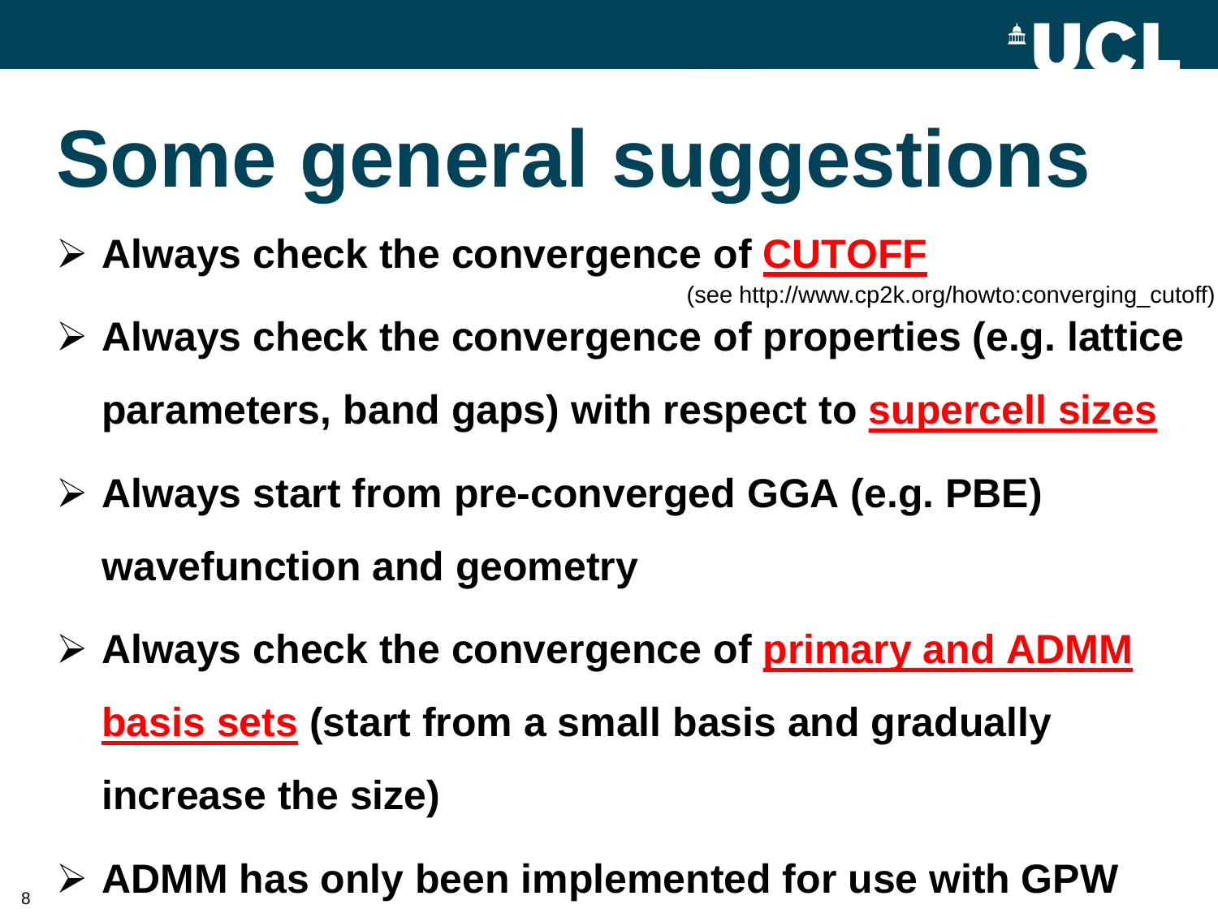# Some general suggestions

- **Always check the convergence of CUTOFF**

  (see http://www.cp2k.org/howto:converging_cutoff)
- **Always check the convergence of properties (e.g. lattice parameters, band gaps) with respect to supercell sizes**
- **Always start from pre-converged GGA (e.g. PBE) wavefunction and geometry**
- **Always check the convergence of primary and ADMM basis sets (start from a small basis and gradually increase the size)**
- **ADMM has only been implemented for use with GPW**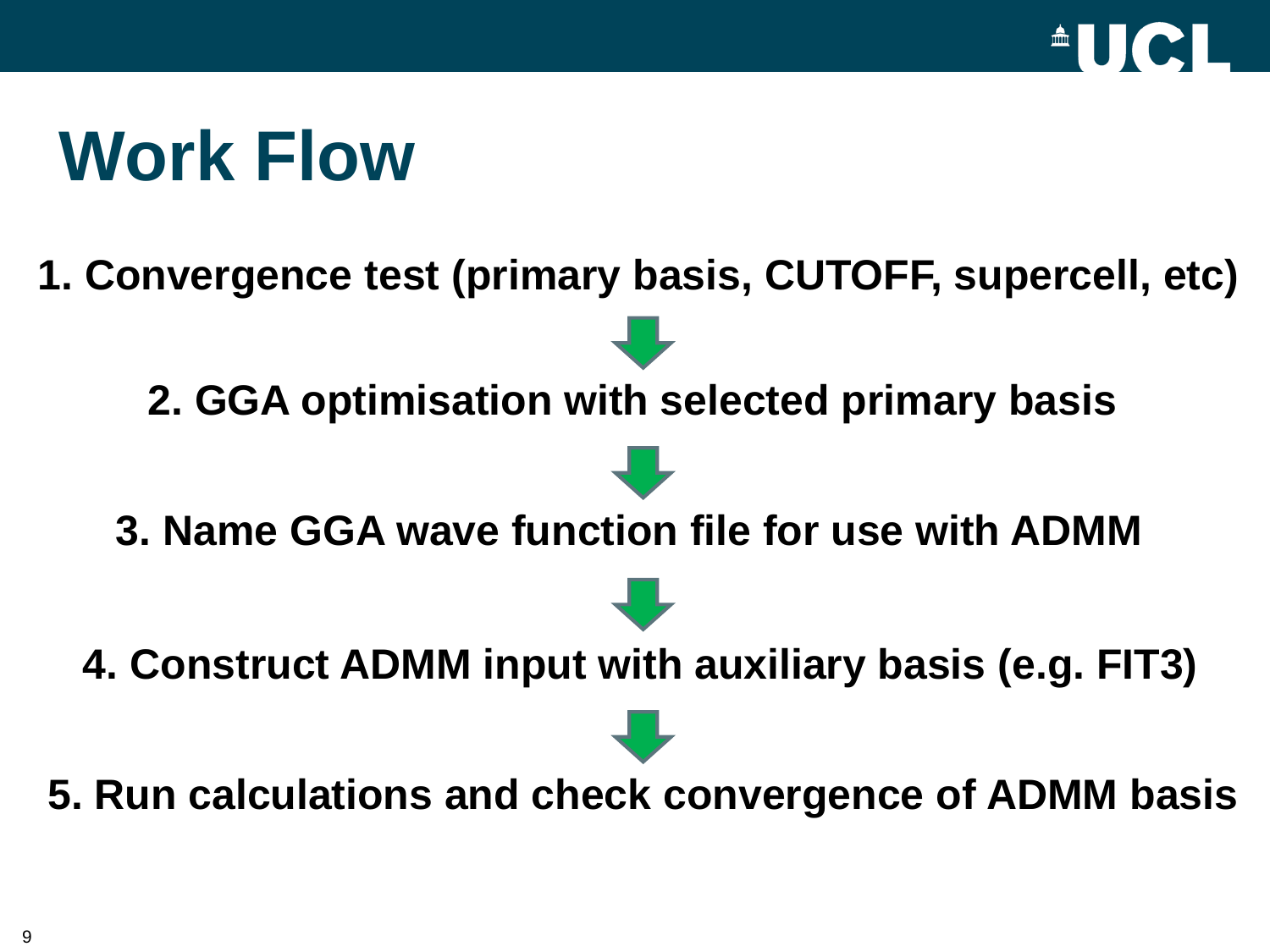# Work Flow

**1. Convergence test (primary basis, CUTOFF, supercell, etc)**

↓

**2. GGA optimisation with selected primary basis**

↓

**3. Name GGA wave function file for use with ADMM**

↓

**4. Construct ADMM input with auxiliary basis (e.g. FIT3)**

↓

**5. Run calculations and check convergence of ADMM basis**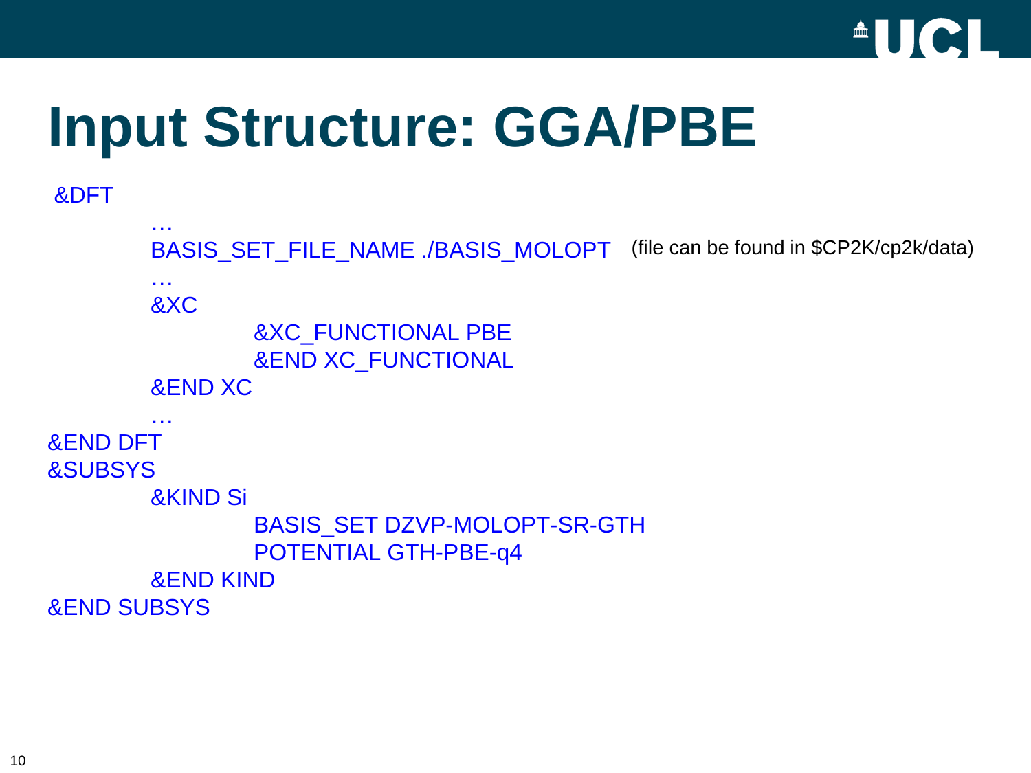# Input Structure: GGA/PBE

```
&DFT
        …
        BASIS_SET_FILE_NAME ./BASIS_MOLOPT    (file can be found in $CP2K/cp2k/data)
        …
        &XC
                &XC_FUNCTIONAL PBE
                &END XC_FUNCTIONAL
        &END XC
        …
&END DFT
&SUBSYS
        &KIND Si
                BASIS_SET DZVP-MOLOPT-SR-GTH
                POTENTIAL GTH-PBE-q4
        &END KIND
&END SUBSYS
```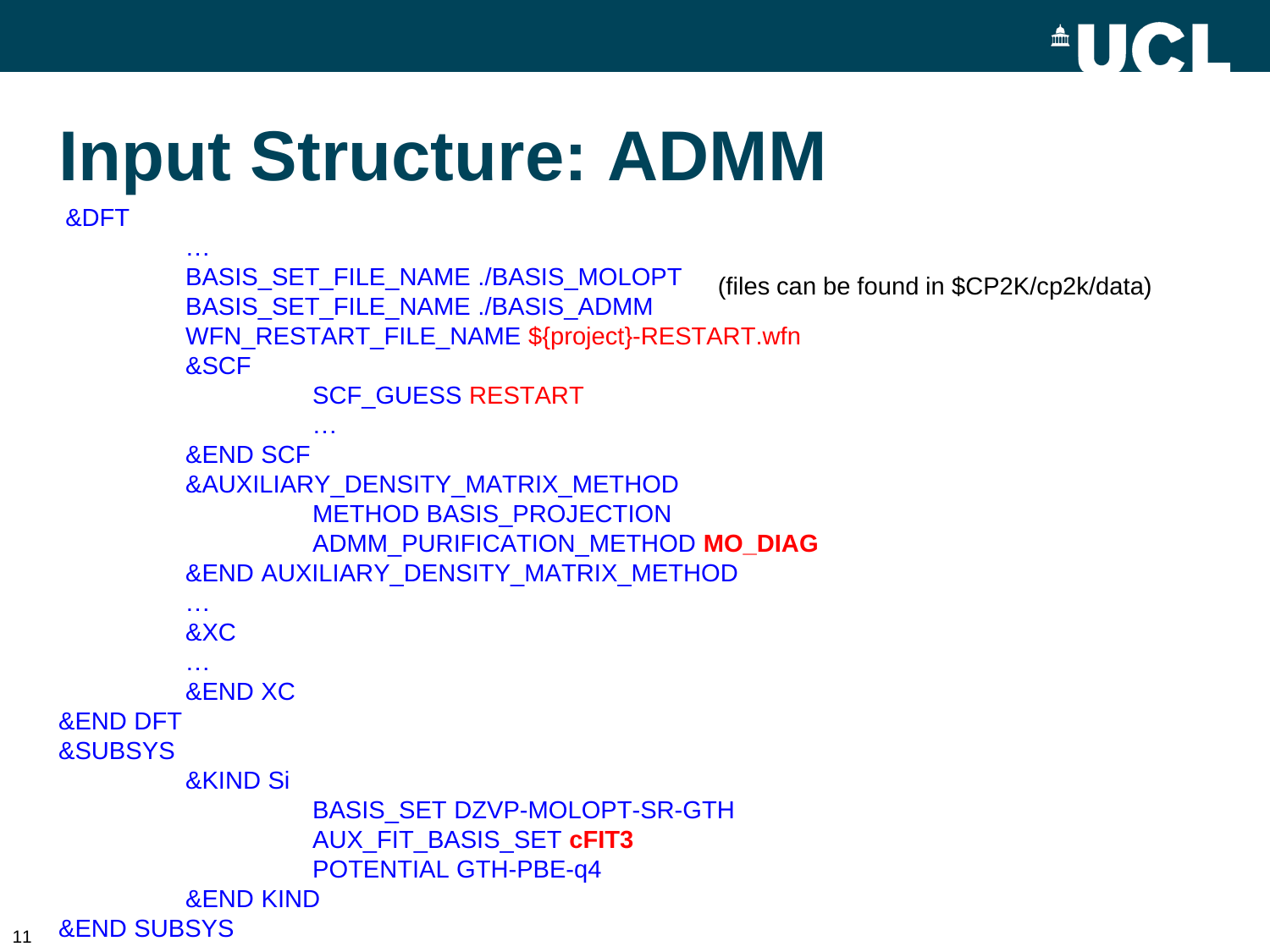# Input Structure: ADMM

```
&DFT
        …
        BASIS_SET_FILE_NAME ./BASIS_MOLOPT
        BASIS_SET_FILE_NAME ./BASIS_ADMM
        WFN_RESTART_FILE_NAME ${project}-RESTART.wfn
        &SCF
                SCF_GUESS RESTART
                …
        &END SCF
        &AUXILIARY_DENSITY_MATRIX_METHOD
                METHOD BASIS_PROJECTION
                ADMM_PURIFICATION_METHOD MO_DIAG
        &END AUXILIARY_DENSITY_MATRIX_METHOD
        …
        &XC
        …
        &END XC
&END DFT
&SUBSYS
        &KIND Si
                BASIS_SET DZVP-MOLOPT-SR-GTH
                AUX_FIT_BASIS_SET cFIT3
                POTENTIAL GTH-PBE-q4
        &END KIND
&END SUBSYS
```

(files can be found in $CP2K/cp2k/data)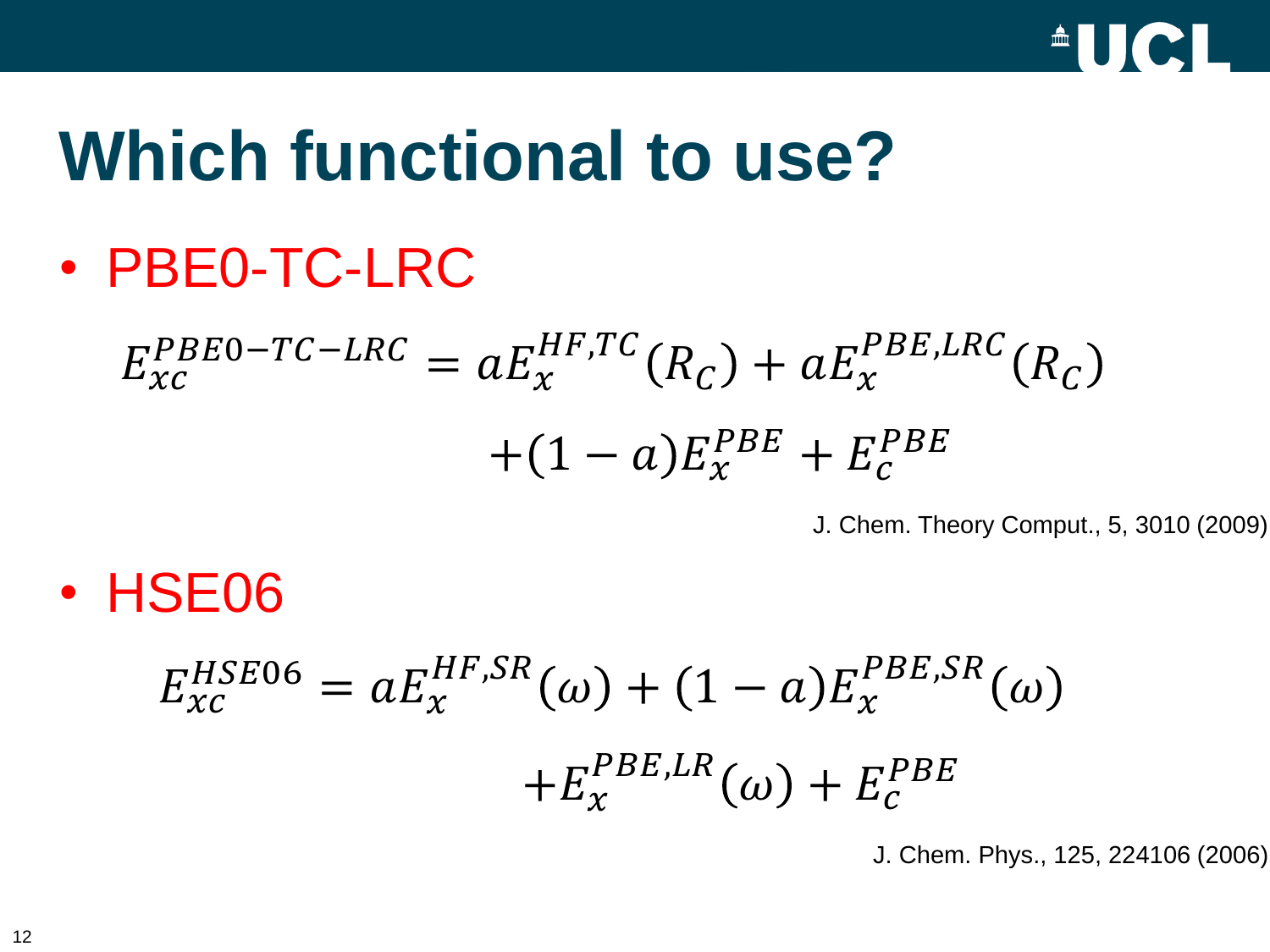# Which functional to use?

- PBE0-TC-LRC

$$E_{xc}^{PBE0-TC-LRC} = aE_x^{HF,TC}(R_C) + aE_x^{PBE,LRC}(R_C)$$
$$+(1-a)E_x^{PBE} + E_c^{PBE}$$

J. Chem. Theory Comput., 5, 3010 (2009)

- HSE06

$$E_{xc}^{HSE06} = aE_x^{HF,SR}(\omega) + (1-a)E_x^{PBE,SR}(\omega)$$
$$+E_x^{PBE,LR}(\omega) + E_c^{PBE}$$

J. Chem. Phys., 125, 224106 (2006)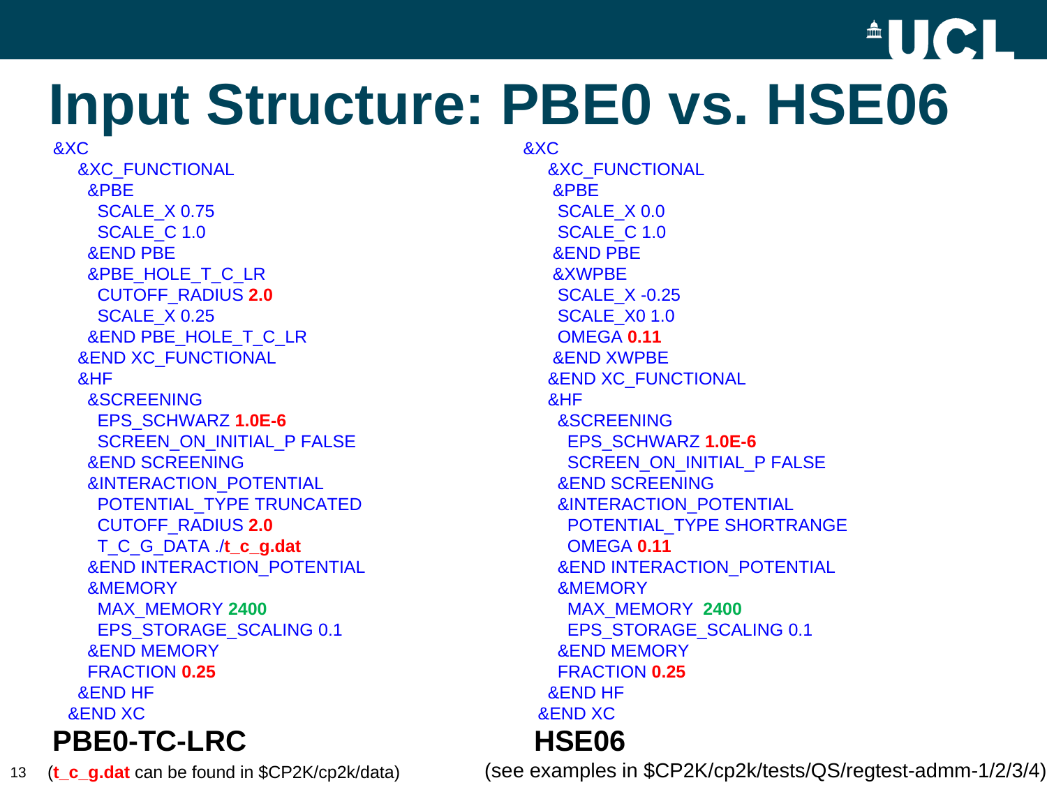# Input Structure: PBE0 vs. HSE06

```
&XC
  &XC_FUNCTIONAL
   &PBE
    SCALE_X 0.75
    SCALE_C 1.0
   &END PBE
   &PBE_HOLE_T_C_LR
    CUTOFF_RADIUS 2.0
    SCALE_X 0.25
   &END PBE_HOLE_T_C_LR
  &END XC_FUNCTIONAL
  &HF
   &SCREENING
    EPS_SCHWARZ 1.0E-6
    SCREEN_ON_INITIAL_P FALSE
   &END SCREENING
   &INTERACTION_POTENTIAL
    POTENTIAL_TYPE TRUNCATED
    CUTOFF_RADIUS 2.0
    T_C_G_DATA ./t_c_g.dat
   &END INTERACTION_POTENTIAL
   &MEMORY
    MAX_MEMORY 2400
    EPS_STORAGE_SCALING 0.1
   &END MEMORY
   FRACTION 0.25
  &END HF
 &END XC
```

**PBE0-TC-LRC**

(**t_c_g.dat** can be found in $CP2K/cp2k/data)

```
&XC
  &XC_FUNCTIONAL
   &PBE
    SCALE_X 0.0
    SCALE_C 1.0
   &END PBE
   &XWPBE
    SCALE_X -0.25
    SCALE_X0 1.0
    OMEGA 0.11
   &END XWPBE
  &END XC_FUNCTIONAL
  &HF
   &SCREENING
    EPS_SCHWARZ 1.0E-6
    SCREEN_ON_INITIAL_P FALSE
   &END SCREENING
   &INTERACTION_POTENTIAL
    POTENTIAL_TYPE SHORTRANGE
    OMEGA 0.11
   &END INTERACTION_POTENTIAL
   &MEMORY
    MAX_MEMORY  2400
    EPS_STORAGE_SCALING 0.1
   &END MEMORY
   FRACTION 0.25
  &END HF
 &END XC
```

**HSE06**

(see examples in $CP2K/cp2k/tests/QS/regtest-admm-1/2/3/4)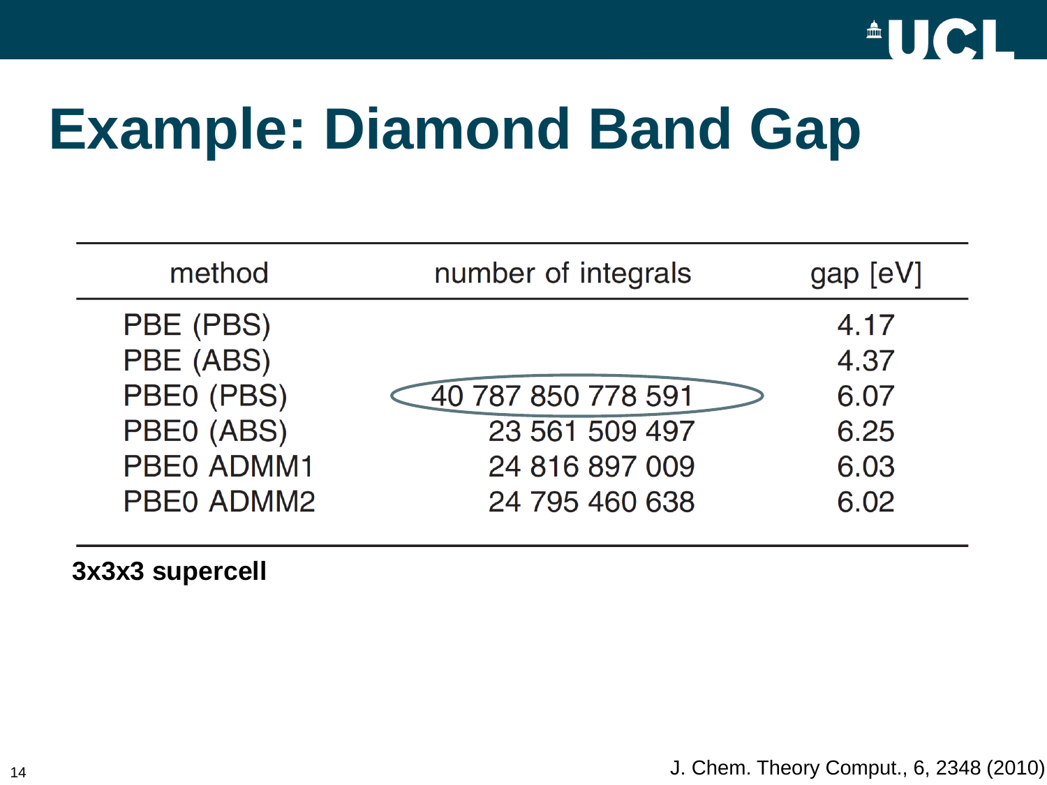# Example: Diamond Band Gap

| method | number of integrals | gap [eV] |
|---|---|---|
| PBE (PBS) | | 4.17 |
| PBE (ABS) | | 4.37 |
| PBE0 (PBS) | 40 787 850 778 591 | 6.07 |
| PBE0 (ABS) | 23 561 509 497 | 6.25 |
| PBE0 ADMM1 | 24 816 897 009 | 6.03 |
| PBE0 ADMM2 | 24 795 460 638 | 6.02 |

**3x3x3 supercell**

J. Chem. Theory Comput., 6, 2348 (2010)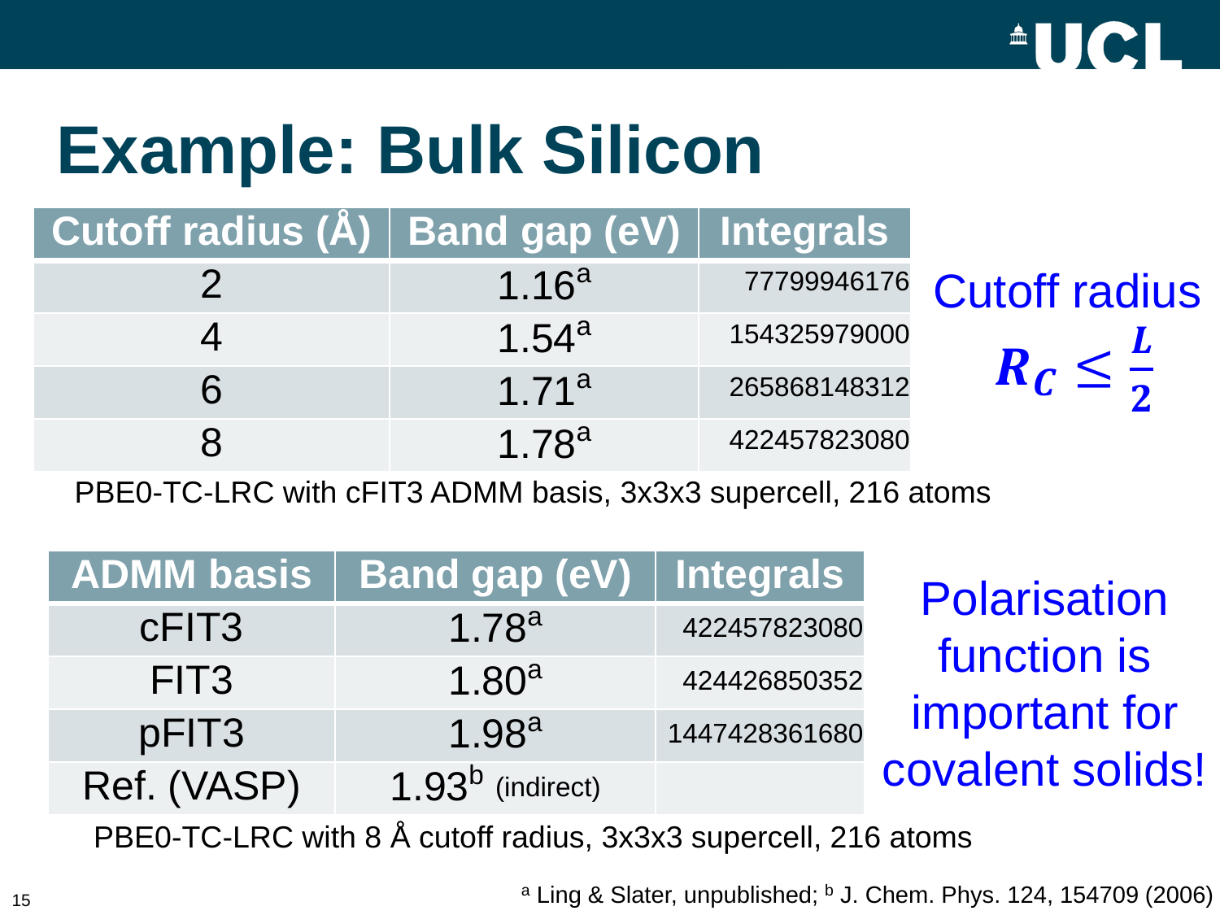# Example: Bulk Silicon

| Cutoff radius (Å) | Band gap (eV) | Integrals |
|---|---|---|
| 2 | 1.16[a] | 77799946176 |
| 4 | 1.54[a] | 154325979000 |
| 6 | 1.71[a] | 265868148312 |
| 8 | 1.78[a] | 422457823080 |

PBE0-TC-LRC with cFIT3 ADMM basis, 3x3x3 supercell, 216 atoms

Cutoff radius

$$R_C \leq \frac{L}{2}$$

| ADMM basis | Band gap (eV) | Integrals |
|---|---|---|
| cFIT3 | 1.78[a] | 422457823080 |
| FIT3 | 1.80[a] | 424426850352 |
| pFIT3 | 1.98[a] | 1447428361680 |
| Ref. (VASP) | 1.93[b] (indirect) | |

PBE0-TC-LRC with 8 Å cutoff radius, 3x3x3 supercell, 216 atoms

Polarisation function is important for covalent solids!

[a] Ling & Slater, unpublished; [b] J. Chem. Phys. 124, 154709 (2006)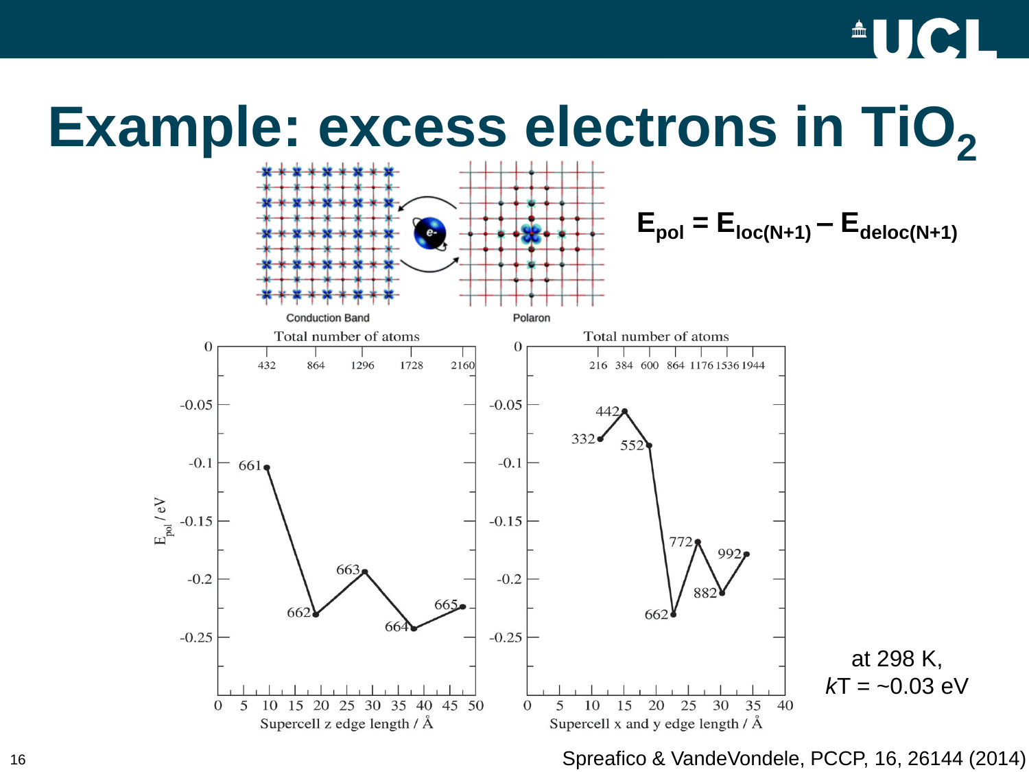# Example: excess electrons in $TiO_2$

Conduction Band

Polaron

$$E_{pol} = E_{loc(N+1)} - E_{deloc(N+1)}$$

at 298 K,
$kT$ = ~0.03 eV

Spreafico & VandeVondele, PCCP, 16, 26144 (2014)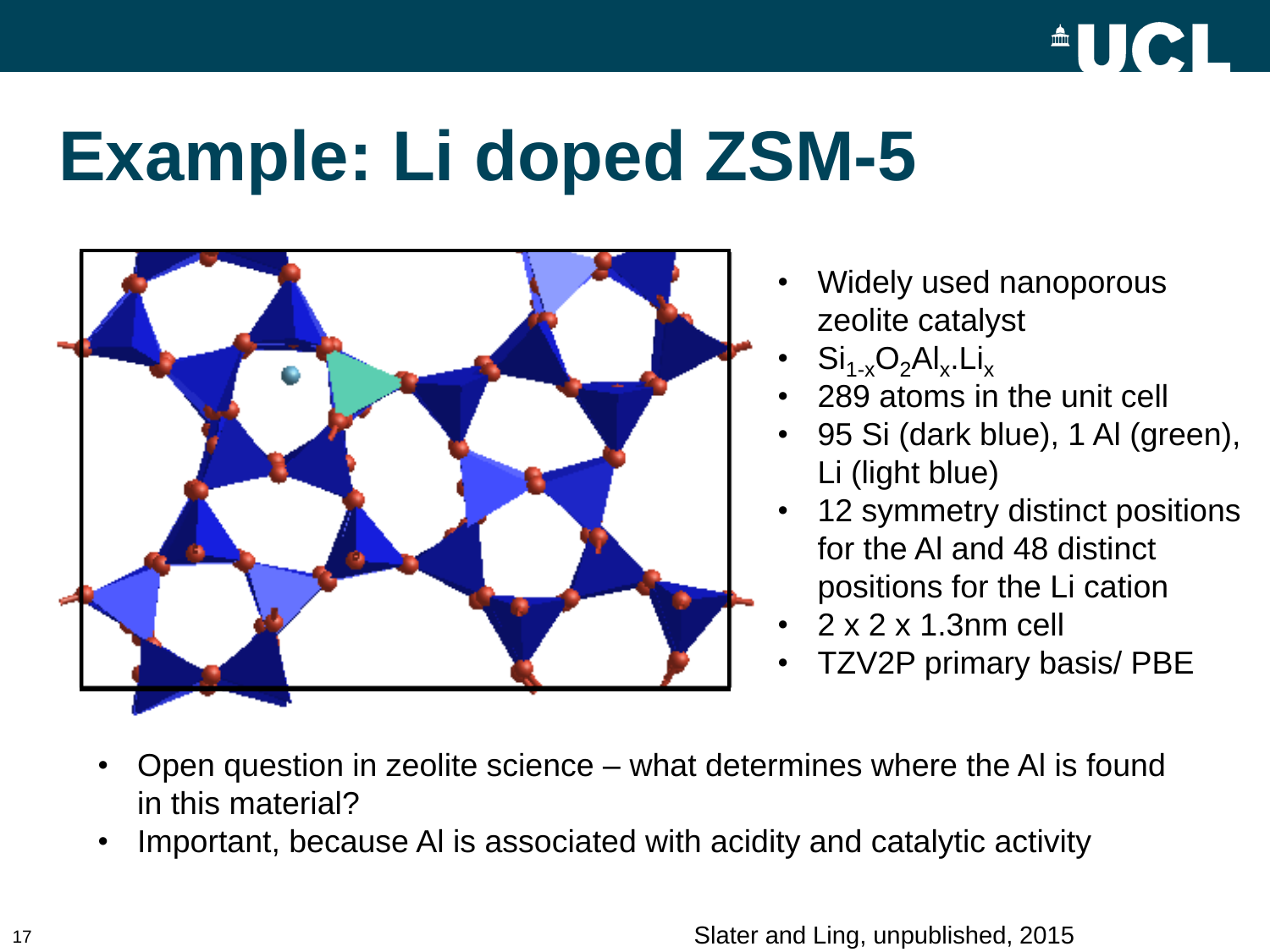# Example: Li doped ZSM-5

- Widely used nanoporous zeolite catalyst
- $Si_{1-x}O_2Al_x.Li_x$
- 289 atoms in the unit cell
- 95 Si (dark blue), 1 Al (green), Li (light blue)
- 12 symmetry distinct positions for the Al and 48 distinct positions for the Li cation
- 2 x 2 x 1.3nm cell
- TZV2P primary basis/ PBE

- Open question in zeolite science – what determines where the Al is found in this material?
- Important, because Al is associated with acidity and catalytic activity

Slater and Ling, unpublished, 2015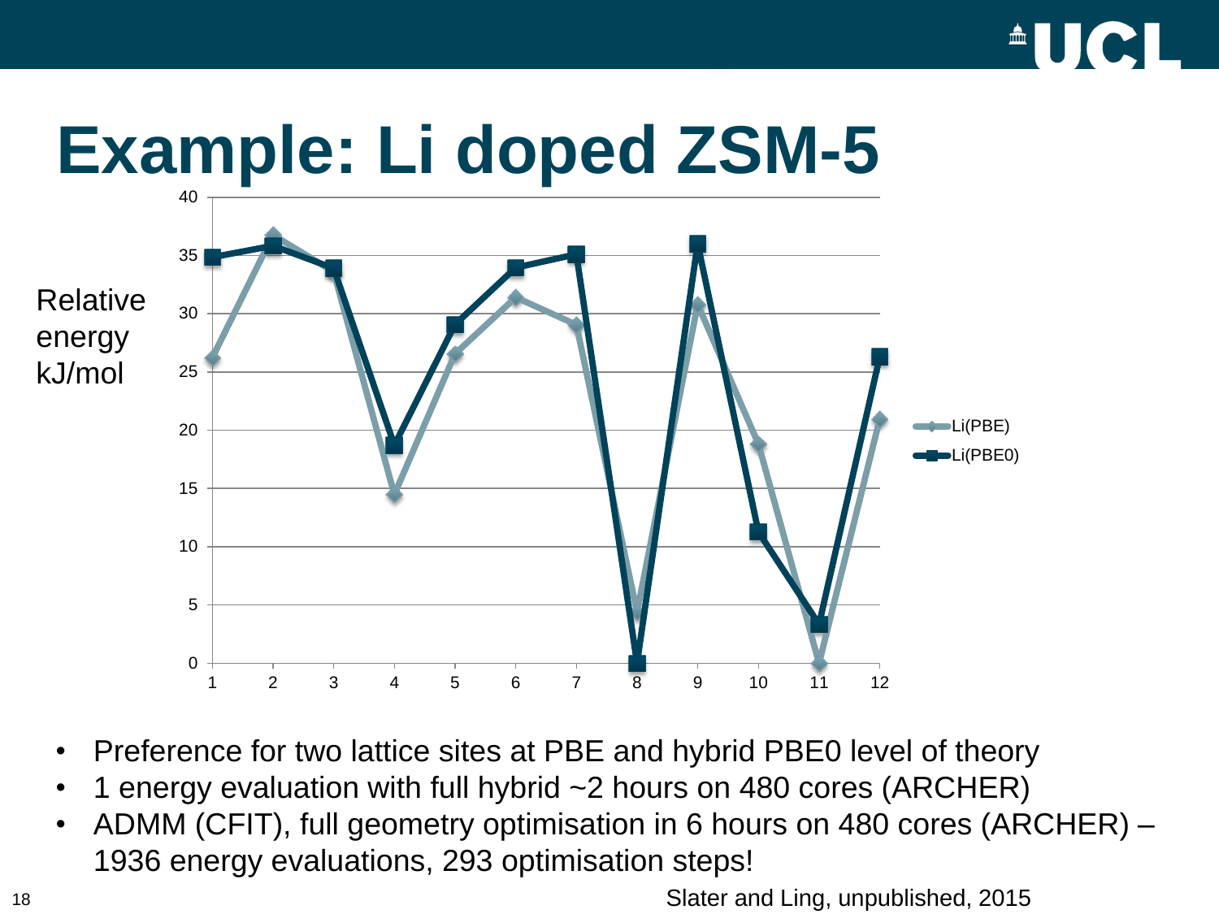# Example: Li doped ZSM-5

Relative energy kJ/mol

Li(PBE)

Li(PBE0)

- Preference for two lattice sites at PBE and hybrid PBE0 level of theory
- 1 energy evaluation with full hybrid ~2 hours on 480 cores (ARCHER)
- ADMM (CFIT), full geometry optimisation in 6 hours on 480 cores (ARCHER) – 1936 energy evaluations, 293 optimisation steps!

Slater and Ling, unpublished, 2015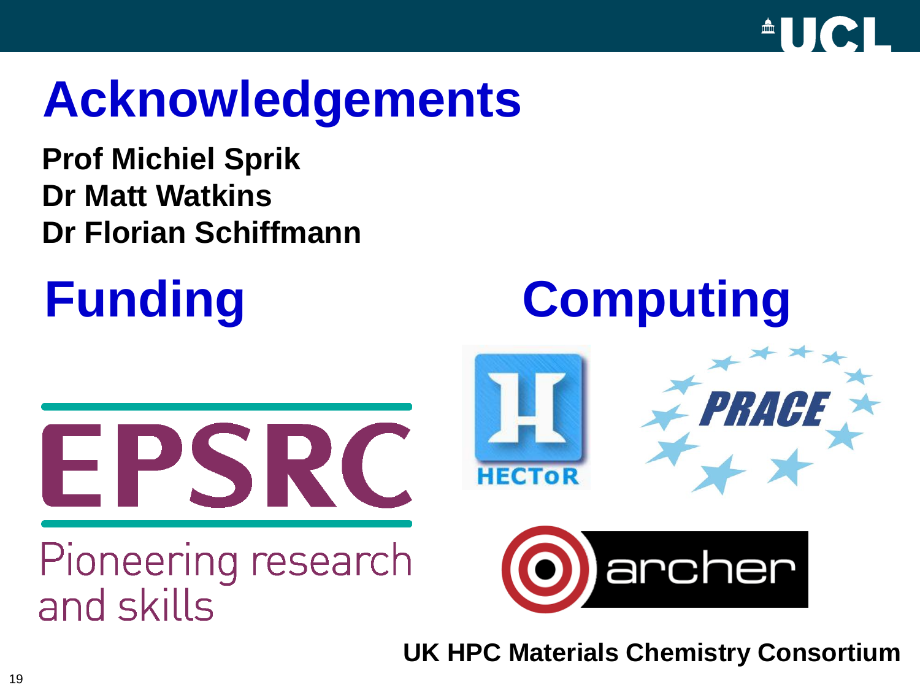# Acknowledgements

**Prof Michiel Sprik**
**Dr Matt Watkins**
**Dr Florian Schiffmann**

## Funding

EPSRC

Pioneering research and skills

## Computing

HECToR

PRACE

archer

**UK HPC Materials Chemistry Consortium**